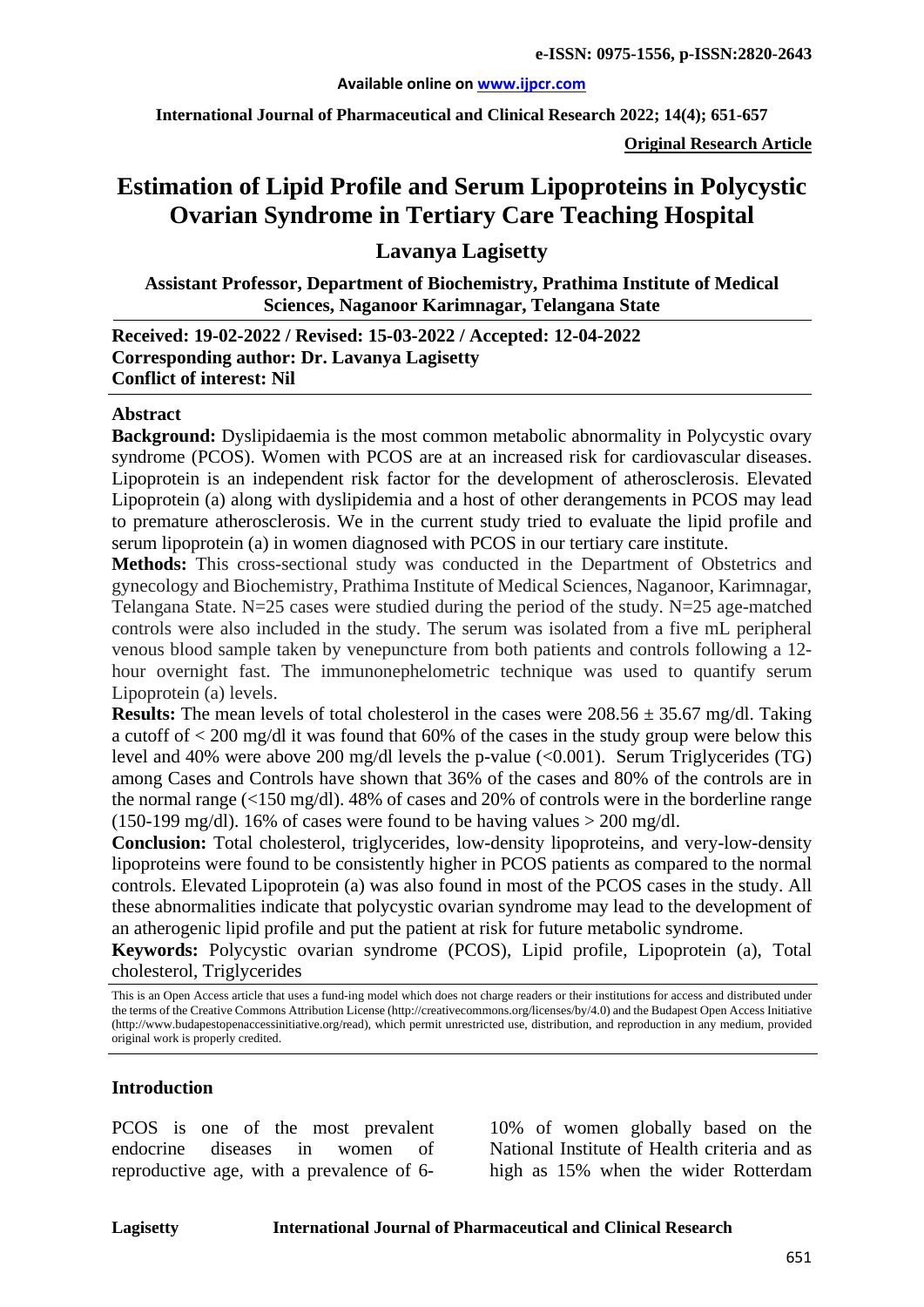**Original Research Article**

# Estimation of Lipid Profile and Serum Lipoproteins in Polycystic Ovarian Syndrome in Tertiary Care Teaching Hospital

## Lavanya Lagisetty

**Assistant Professor, Department of Biochemistry, Prathima Institute of Medical Sciences, Naganoor Karimnagar, Telangana State**

**Received: 19-02-2022 / Revised: 15-03-2022 / Accepted: 12-04-2022**
**Corresponding author: Dr. Lavanya Lagisetty**
**Conflict of interest: Nil**

### Abstract

**Background:** Dyslipidaemia is the most common metabolic abnormality in Polycystic ovary syndrome (PCOS). Women with PCOS are at an increased risk for cardiovascular diseases. Lipoprotein is an independent risk factor for the development of atherosclerosis. Elevated Lipoprotein (a) along with dyslipidemia and a host of other derangements in PCOS may lead to premature atherosclerosis. We in the current study tried to evaluate the lipid profile and serum lipoprotein (a) in women diagnosed with PCOS in our tertiary care institute.

**Methods:** This cross-sectional study was conducted in the Department of Obstetrics and gynecology and Biochemistry, Prathima Institute of Medical Sciences, Naganoor, Karimnagar, Telangana State. N=25 cases were studied during the period of the study. N=25 age-matched controls were also included in the study. The serum was isolated from a five mL peripheral venous blood sample taken by venepuncture from both patients and controls following a 12-hour overnight fast. The immunonephelometric technique was used to quantify serum Lipoprotein (a) levels.

**Results:** The mean levels of total cholesterol in the cases were $208.56 \pm 35.67$ mg/dl. Taking a cutoff of < 200 mg/dl it was found that 60% of the cases in the study group were below this level and 40% were above 200 mg/dl levels the p-value (<0.001). Serum Triglycerides (TG) among Cases and Controls have shown that 36% of the cases and 80% of the controls are in the normal range (<150 mg/dl). 48% of cases and 20% of controls were in the borderline range (150-199 mg/dl). 16% of cases were found to be having values > 200 mg/dl.

**Conclusion:** Total cholesterol, triglycerides, low-density lipoproteins, and very-low-density lipoproteins were found to be consistently higher in PCOS patients as compared to the normal controls. Elevated Lipoprotein (a) was also found in most of the PCOS cases in the study. All these abnormalities indicate that polycystic ovarian syndrome may lead to the development of an atherogenic lipid profile and put the patient at risk for future metabolic syndrome.

**Keywords:** Polycystic ovarian syndrome (PCOS), Lipid profile, Lipoprotein (a), Total cholesterol, Triglycerides

This is an Open Access article that uses a fund-ing model which does not charge readers or their institutions for access and distributed under the terms of the Creative Commons Attribution License (http://creativecommons.org/licenses/by/4.0) and the Budapest Open Access Initiative (http://www.budapestopenaccessinitiative.org/read), which permit unrestricted use, distribution, and reproduction in any medium, provided original work is properly credited.

### Introduction

PCOS is one of the most prevalent endocrine diseases in women of reproductive age, with a prevalence of 6-10% of women globally based on the National Institute of Health criteria and as high as 15% when the wider Rotterdam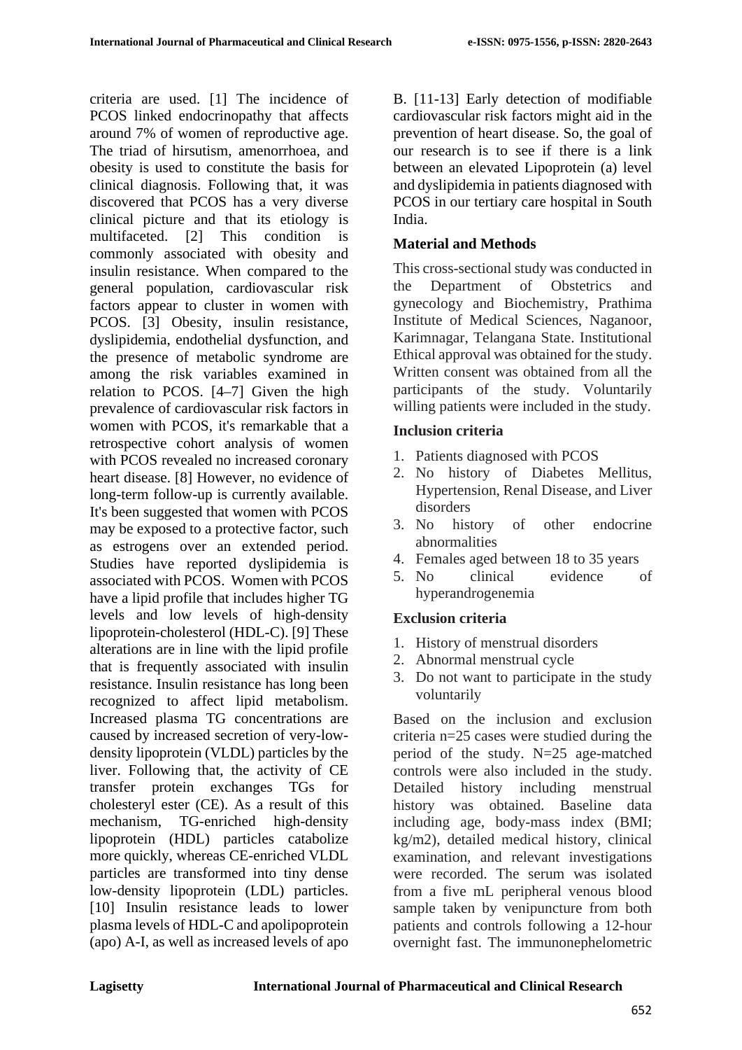criteria are used. [1] The incidence of PCOS linked endocrinopathy that affects around 7% of women of reproductive age. The triad of hirsutism, amenorrhoea, and obesity is used to constitute the basis for clinical diagnosis. Following that, it was discovered that PCOS has a very diverse clinical picture and that its etiology is multifaceted. [2] This condition is commonly associated with obesity and insulin resistance. When compared to the general population, cardiovascular risk factors appear to cluster in women with PCOS. [3] Obesity, insulin resistance, dyslipidemia, endothelial dysfunction, and the presence of metabolic syndrome are among the risk variables examined in relation to PCOS. [4–7] Given the high prevalence of cardiovascular risk factors in women with PCOS, it's remarkable that a retrospective cohort analysis of women with PCOS revealed no increased coronary heart disease. [8] However, no evidence of long-term follow-up is currently available. It's been suggested that women with PCOS may be exposed to a protective factor, such as estrogens over an extended period. Studies have reported dyslipidemia is associated with PCOS. Women with PCOS have a lipid profile that includes higher TG levels and low levels of high-density lipoprotein-cholesterol (HDL-C). [9] These alterations are in line with the lipid profile that is frequently associated with insulin resistance. Insulin resistance has long been recognized to affect lipid metabolism. Increased plasma TG concentrations are caused by increased secretion of very-low-density lipoprotein (VLDL) particles by the liver. Following that, the activity of CE transfer protein exchanges TGs for cholesteryl ester (CE). As a result of this mechanism, TG-enriched high-density lipoprotein (HDL) particles catabolize more quickly, whereas CE-enriched VLDL particles are transformed into tiny dense low-density lipoprotein (LDL) particles. [10] Insulin resistance leads to lower plasma levels of HDL-C and apolipoprotein (apo) A-I, as well as increased levels of apo B. [11-13] Early detection of modifiable cardiovascular risk factors might aid in the prevention of heart disease. So, the goal of our research is to see if there is a link between an elevated Lipoprotein (a) level and dyslipidemia in patients diagnosed with PCOS in our tertiary care hospital in South India.

## Material and Methods

This cross-sectional study was conducted in the Department of Obstetrics and gynecology and Biochemistry, Prathima Institute of Medical Sciences, Naganoor, Karimnagar, Telangana State. Institutional Ethical approval was obtained for the study. Written consent was obtained from all the participants of the study. Voluntarily willing patients were included in the study.

### Inclusion criteria

1. Patients diagnosed with PCOS
2. No history of Diabetes Mellitus, Hypertension, Renal Disease, and Liver disorders
3. No history of other endocrine abnormalities
4. Females aged between 18 to 35 years
5. No clinical evidence of hyperandrogenemia

### Exclusion criteria

1. History of menstrual disorders
2. Abnormal menstrual cycle
3. Do not want to participate in the study voluntarily

Based on the inclusion and exclusion criteria n=25 cases were studied during the period of the study. N=25 age-matched controls were also included in the study. Detailed history including menstrual history was obtained. Baseline data including age, body-mass index (BMI; kg/m2), detailed medical history, clinical examination, and relevant investigations were recorded. The serum was isolated from a five mL peripheral venous blood sample taken by venipuncture from both patients and controls following a 12-hour overnight fast. The immunonephelometric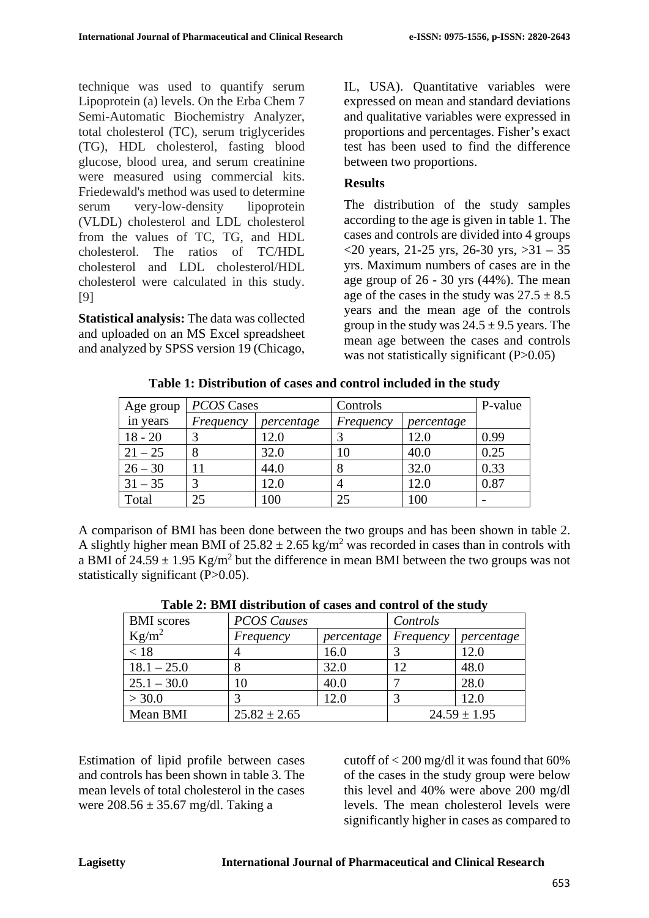technique was used to quantify serum Lipoprotein (a) levels. On the Erba Chem 7 Semi-Automatic Biochemistry Analyzer, total cholesterol (TC), serum triglycerides (TG), HDL cholesterol, fasting blood glucose, blood urea, and serum creatinine were measured using commercial kits. Friedewald's method was used to determine serum very-low-density lipoprotein (VLDL) cholesterol and LDL cholesterol from the values of TC, TG, and HDL cholesterol. The ratios of TC/HDL cholesterol and LDL cholesterol/HDL cholesterol were calculated in this study. [9]

**Statistical analysis:** The data was collected and uploaded on an MS Excel spreadsheet and analyzed by SPSS version 19 (Chicago, IL, USA). Quantitative variables were expressed on mean and standard deviations and qualitative variables were expressed in proportions and percentages. Fisher's exact test has been used to find the difference between two proportions.

## Results

The distribution of the study samples according to the age is given in table 1. The cases and controls are divided into 4 groups <20 years, 21-25 yrs, 26-30 yrs, >31 – 35 yrs. Maximum numbers of cases are in the age group of 26 - 30 yrs (44%). The mean age of the cases in the study was $27.5 \pm 8.5$ years and the mean age of the controls group in the study was $24.5 \pm 9.5$ years. The mean age between the cases and controls was not statistically significant (P>0.05)

**Table 1: Distribution of cases and control included in the study**

| Age group in years | *PCOS* Cases | | Controls | | P-value |
|---|---|---|---|---|---|
| | *Frequency* | *percentage* | *Frequency* | *percentage* | |
| 18 - 20 | 3 | 12.0 | 3 | 12.0 | 0.99 |
| 21 – 25 | 8 | 32.0 | 10 | 40.0 | 0.25 |
| 26 – 30 | 11 | 44.0 | 8 | 32.0 | 0.33 |
| 31 – 35 | 3 | 12.0 | 4 | 12.0 | 0.87 |
| Total | 25 | 100 | 25 | 100 | - |

A comparison of BMI has been done between the two groups and has been shown in table 2. A slightly higher mean BMI of $25.82 \pm 2.65$ kg/m$^2$ was recorded in cases than in controls with a BMI of $24.59 \pm 1.95$ Kg/m$^2$ but the difference in mean BMI between the two groups was not statistically significant (P>0.05).

**Table 2: BMI distribution of cases and control of the study**

| BMI scores Kg/m$^2$ | *PCOS Causes* | | *Controls* | |
|---|---|---|---|---|
| | *Frequency* | *percentage* | *Frequency* | *percentage* |
| < 18 | 4 | 16.0 | 3 | 12.0 |
| 18.1 – 25.0 | 8 | 32.0 | 12 | 48.0 |
| 25.1 – 30.0 | 10 | 40.0 | 7 | 28.0 |
| > 30.0 | 3 | 12.0 | 3 | 12.0 |
| Mean BMI | $25.82 \pm 2.65$ | | $24.59 \pm 1.95$ | |

Estimation of lipid profile between cases and controls has been shown in table 3. The mean levels of total cholesterol in the cases were $208.56 \pm 35.67$ mg/dl. Taking a cutoff of < 200 mg/dl it was found that 60% of the cases in the study group were below this level and 40% were above 200 mg/dl levels. The mean cholesterol levels were significantly higher in cases as compared to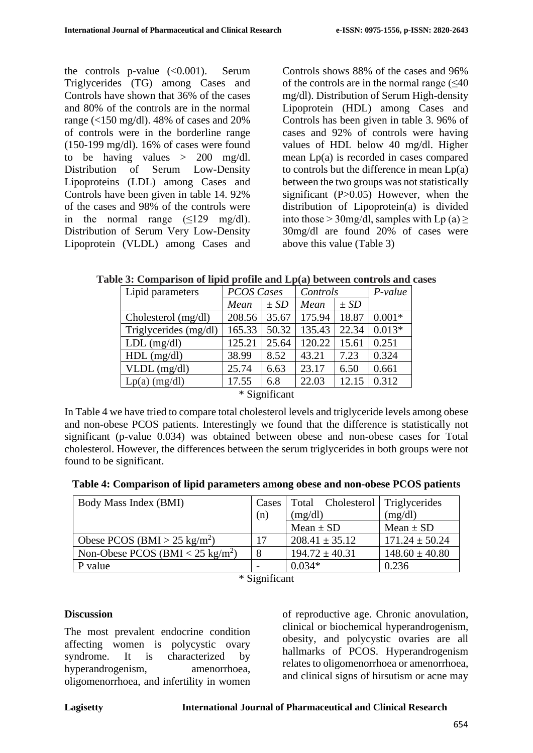the controls p-value (<0.001). Serum Triglycerides (TG) among Cases and Controls have shown that 36% of the cases and 80% of the controls are in the normal range (<150 mg/dl). 48% of cases and 20% of controls were in the borderline range (150-199 mg/dl). 16% of cases were found to be having values > 200 mg/dl. Distribution of Serum Low-Density Lipoproteins (LDL) among Cases and Controls have been given in table 14. 92% of the cases and 98% of the controls were in the normal range (≤129 mg/dl). Distribution of Serum Very Low-Density Lipoprotein (VLDL) among Cases and Controls shows 88% of the cases and 96% of the controls are in the normal range (≤40 mg/dl). Distribution of Serum High-density Lipoprotein (HDL) among Cases and Controls has been given in table 3. 96% of cases and 92% of controls were having values of HDL below 40 mg/dl. Higher mean Lp(a) is recorded in cases compared to controls but the difference in mean Lp(a) between the two groups was not statistically significant (P>0.05) However, when the distribution of Lipoprotein(a) is divided into those > 30mg/dl, samples with Lp (a) ≥ 30mg/dl are found 20% of cases were above this value (Table 3)

**Table 3: Comparison of lipid profile and Lp(a) between controls and cases**

| Lipid parameters | *PCOS Cases* | | *Controls* | | *P-value* |
|---|---|---|---|---|---|
| | *Mean* | *± SD* | *Mean* | *± SD* | |
| Cholesterol (mg/dl) | 208.56 | 35.67 | 175.94 | 18.87 | 0.001* |
| Triglycerides (mg/dl) | 165.33 | 50.32 | 135.43 | 22.34 | 0.013* |
| LDL (mg/dl) | 125.21 | 25.64 | 120.22 | 15.61 | 0.251 |
| HDL (mg/dl) | 38.99 | 8.52 | 43.21 | 7.23 | 0.324 |
| VLDL (mg/dl) | 25.74 | 6.63 | 23.17 | 6.50 | 0.661 |
| Lp(a) (mg/dl) | 17.55 | 6.8 | 22.03 | 12.15 | 0.312 |

\* Significant

In Table 4 we have tried to compare total cholesterol levels and triglyceride levels among obese and non-obese PCOS patients. Interestingly we found that the difference is statistically not significant (p-value 0.034) was obtained between obese and non-obese cases for Total cholesterol. However, the differences between the serum triglycerides in both groups were not found to be significant.

**Table 4: Comparison of lipid parameters among obese and non-obese PCOS patients**

| Body Mass Index (BMI) | Cases (n) | Total Cholesterol (mg/dl) | Triglycerides (mg/dl) |
|---|---|---|---|
| | | Mean ± SD | Mean ± SD |
| Obese PCOS (BMI > 25 $kg/m^2$) | 17 | 208.41 ± 35.12 | 171.24 ± 50.24 |
| Non-Obese PCOS (BMI < 25 $kg/m^2$) | 8 | 194.72 ± 40.31 | 148.60 ± 40.80 |
| P value | - | 0.034* | 0.236 |

\* Significant

## Discussion

The most prevalent endocrine condition affecting women is polycystic ovary syndrome. It is characterized by hyperandrogenism, amenorrhoea, oligomenorrhoea, and infertility in women of reproductive age. Chronic anovulation, clinical or biochemical hyperandrogenism, obesity, and polycystic ovaries are all hallmarks of PCOS. Hyperandrogenism relates to oligomenorrhoea or amenorrhoea, and clinical signs of hirsutism or acne may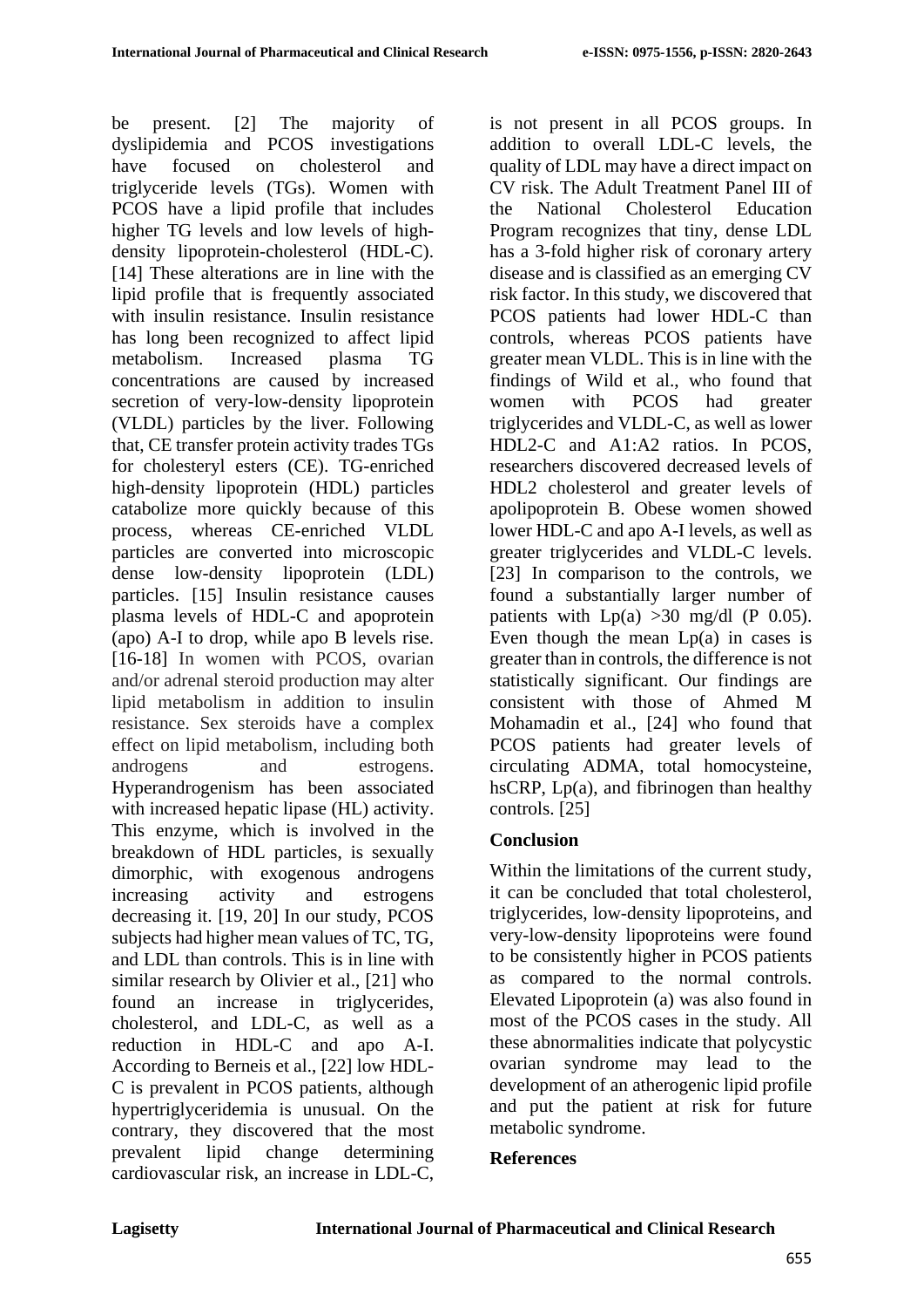be present. [2] The majority of dyslipidemia and PCOS investigations have focused on cholesterol and triglyceride levels (TGs). Women with PCOS have a lipid profile that includes higher TG levels and low levels of high-density lipoprotein-cholesterol (HDL-C). [14] These alterations are in line with the lipid profile that is frequently associated with insulin resistance. Insulin resistance has long been recognized to affect lipid metabolism. Increased plasma TG concentrations are caused by increased secretion of very-low-density lipoprotein (VLDL) particles by the liver. Following that, CE transfer protein activity trades TGs for cholesteryl esters (CE). TG-enriched high-density lipoprotein (HDL) particles catabolize more quickly because of this process, whereas CE-enriched VLDL particles are converted into microscopic dense low-density lipoprotein (LDL) particles. [15] Insulin resistance causes plasma levels of HDL-C and apoprotein (apo) A-I to drop, while apo B levels rise. [16-18] In women with PCOS, ovarian and/or adrenal steroid production may alter lipid metabolism in addition to insulin resistance. Sex steroids have a complex effect on lipid metabolism, including both androgens and estrogens. Hyperandrogenism has been associated with increased hepatic lipase (HL) activity. This enzyme, which is involved in the breakdown of HDL particles, is sexually dimorphic, with exogenous androgens increasing activity and estrogens decreasing it. [19, 20] In our study, PCOS subjects had higher mean values of TC, TG, and LDL than controls. This is in line with similar research by Olivier et al., [21] who found an increase in triglycerides, cholesterol, and LDL-C, as well as a reduction in HDL-C and apo A-I. According to Berneis et al., [22] low HDL-C is prevalent in PCOS patients, although hypertriglyceridemia is unusual. On the contrary, they discovered that the most prevalent lipid change determining cardiovascular risk, an increase in LDL-C, is not present in all PCOS groups. In addition to overall LDL-C levels, the quality of LDL may have a direct impact on CV risk. The Adult Treatment Panel III of the National Cholesterol Education Program recognizes that tiny, dense LDL has a 3-fold higher risk of coronary artery disease and is classified as an emerging CV risk factor. In this study, we discovered that PCOS patients had lower HDL-C than controls, whereas PCOS patients have greater mean VLDL. This is in line with the findings of Wild et al., who found that women with PCOS had greater triglycerides and VLDL-C, as well as lower HDL2-C and A1:A2 ratios. In PCOS, researchers discovered decreased levels of HDL2 cholesterol and greater levels of apolipoprotein B. Obese women showed lower HDL-C and apo A-I levels, as well as greater triglycerides and VLDL-C levels. [23] In comparison to the controls, we found a substantially larger number of patients with Lp(a) >30 mg/dl (P 0.05). Even though the mean Lp(a) in cases is greater than in controls, the difference is not statistically significant. Our findings are consistent with those of Ahmed M Mohamadin et al., [24] who found that PCOS patients had greater levels of circulating ADMA, total homocysteine, hsCRP, Lp(a), and fibrinogen than healthy controls. [25]

## Conclusion

Within the limitations of the current study, it can be concluded that total cholesterol, triglycerides, low-density lipoproteins, and very-low-density lipoproteins were found to be consistently higher in PCOS patients as compared to the normal controls. Elevated Lipoprotein (a) was also found in most of the PCOS cases in the study. All these abnormalities indicate that polycystic ovarian syndrome may lead to the development of an atherogenic lipid profile and put the patient at risk for future metabolic syndrome.

## References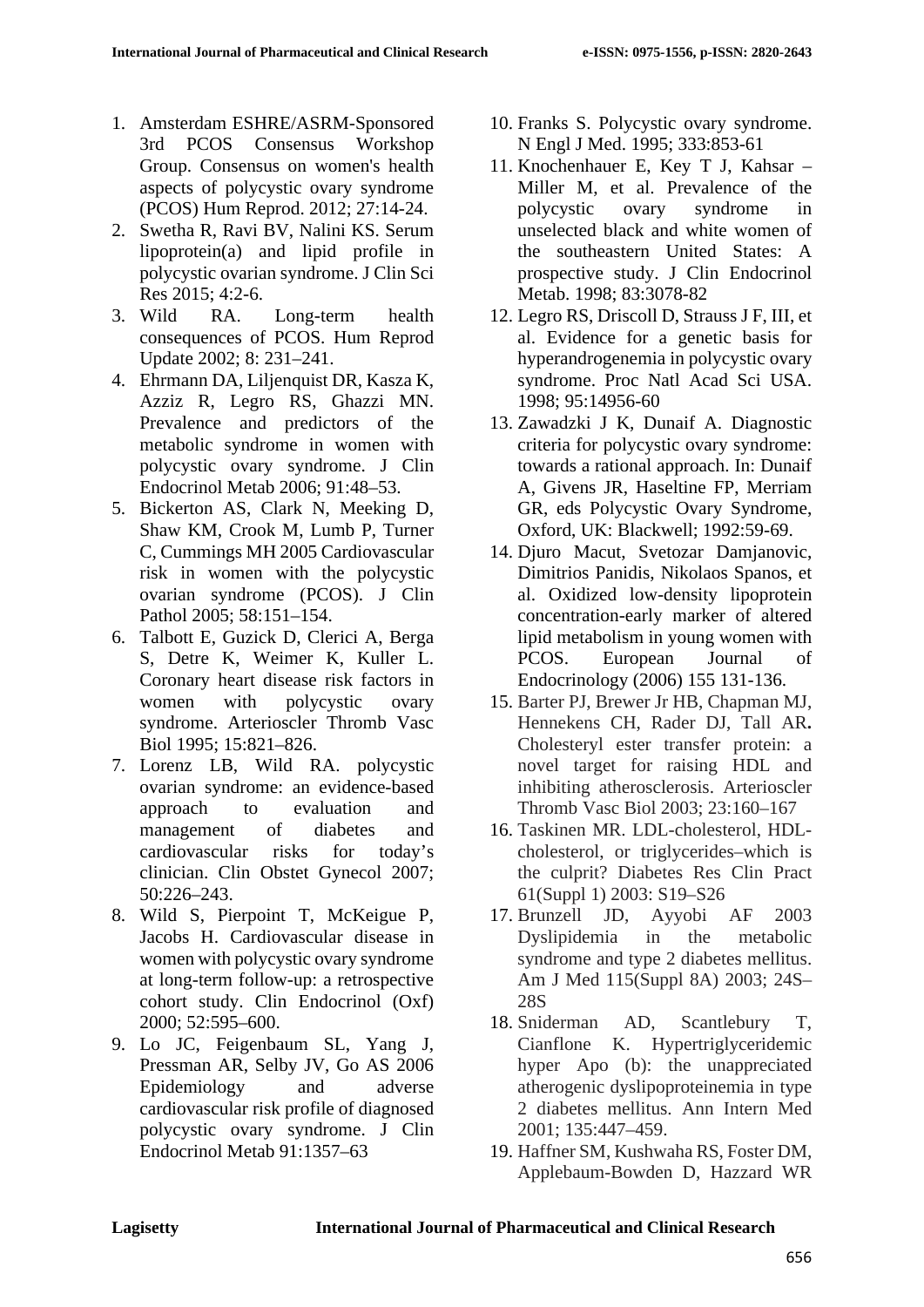1. Amsterdam ESHRE/ASRM-Sponsored 3rd PCOS Consensus Workshop Group. Consensus on women's health aspects of polycystic ovary syndrome (PCOS) Hum Reprod. 2012; 27:14-24.
2. Swetha R, Ravi BV, Nalini KS. Serum lipoprotein(a) and lipid profile in polycystic ovarian syndrome. J Clin Sci Res 2015; 4:2-6.
3. Wild RA. Long-term health consequences of PCOS. Hum Reprod Update 2002; 8: 231–241.
4. Ehrmann DA, Liljenquist DR, Kasza K, Azziz R, Legro RS, Ghazzi MN. Prevalence and predictors of the metabolic syndrome in women with polycystic ovary syndrome. J Clin Endocrinol Metab 2006; 91:48–53.
5. Bickerton AS, Clark N, Meeking D, Shaw KM, Crook M, Lumb P, Turner C, Cummings MH 2005 Cardiovascular risk in women with the polycystic ovarian syndrome (PCOS). J Clin Pathol 2005; 58:151–154.
6. Talbott E, Guzick D, Clerici A, Berga S, Detre K, Weimer K, Kuller L. Coronary heart disease risk factors in women with polycystic ovary syndrome. Arterioscler Thromb Vasc Biol 1995; 15:821–826.
7. Lorenz LB, Wild RA. polycystic ovarian syndrome: an evidence-based approach to evaluation and management of diabetes and cardiovascular risks for today's clinician. Clin Obstet Gynecol 2007; 50:226–243.
8. Wild S, Pierpoint T, McKeigue P, Jacobs H. Cardiovascular disease in women with polycystic ovary syndrome at long-term follow-up: a retrospective cohort study. Clin Endocrinol (Oxf) 2000; 52:595–600.
9. Lo JC, Feigenbaum SL, Yang J, Pressman AR, Selby JV, Go AS 2006 Epidemiology and adverse cardiovascular risk profile of diagnosed polycystic ovary syndrome. J Clin Endocrinol Metab 91:1357–63
10. Franks S. Polycystic ovary syndrome. N Engl J Med. 1995; 333:853-61
11. Knochenhauer E, Key T J, Kahsar – Miller M, et al. Prevalence of the polycystic ovary syndrome in unselected black and white women of the southeastern United States: A prospective study. J Clin Endocrinol Metab. 1998; 83:3078-82
12. Legro RS, Driscoll D, Strauss J F, III, et al. Evidence for a genetic basis for hyperandrogenemia in polycystic ovary syndrome. Proc Natl Acad Sci USA. 1998; 95:14956-60
13. Zawadzki J K, Dunaif A. Diagnostic criteria for polycystic ovary syndrome: towards a rational approach. In: Dunaif A, Givens JR, Haseltine FP, Merriam GR, eds Polycystic Ovary Syndrome, Oxford, UK: Blackwell; 1992:59-69.
14. Djuro Macut, Svetozar Damjanovic, Dimitrios Panidis, Nikolaos Spanos, et al. Oxidized low-density lipoprotein concentration-early marker of altered lipid metabolism in young women with PCOS. European Journal of Endocrinology (2006) 155 131-136.
15. Barter PJ, Brewer Jr HB, Chapman MJ, Hennekens CH, Rader DJ, Tall AR. Cholesteryl ester transfer protein: a novel target for raising HDL and inhibiting atherosclerosis. Arterioscler Thromb Vasc Biol 2003; 23:160–167
16. Taskinen MR. LDL-cholesterol, HDL-cholesterol, or triglycerides–which is the culprit? Diabetes Res Clin Pract 61(Suppl 1) 2003: S19–S26
17. Brunzell JD, Ayyobi AF 2003 Dyslipidemia in the metabolic syndrome and type 2 diabetes mellitus. Am J Med 115(Suppl 8A) 2003; 24S–28S
18. Sniderman AD, Scantlebury T, Cianflone K. Hypertriglyceridemic hyper Apo (b): the unappreciated atherogenic dyslipoproteinemia in type 2 diabetes mellitus. Ann Intern Med 2001; 135:447–459.
19. Haffner SM, Kushwaha RS, Foster DM, Applebaum-Bowden D, Hazzard WR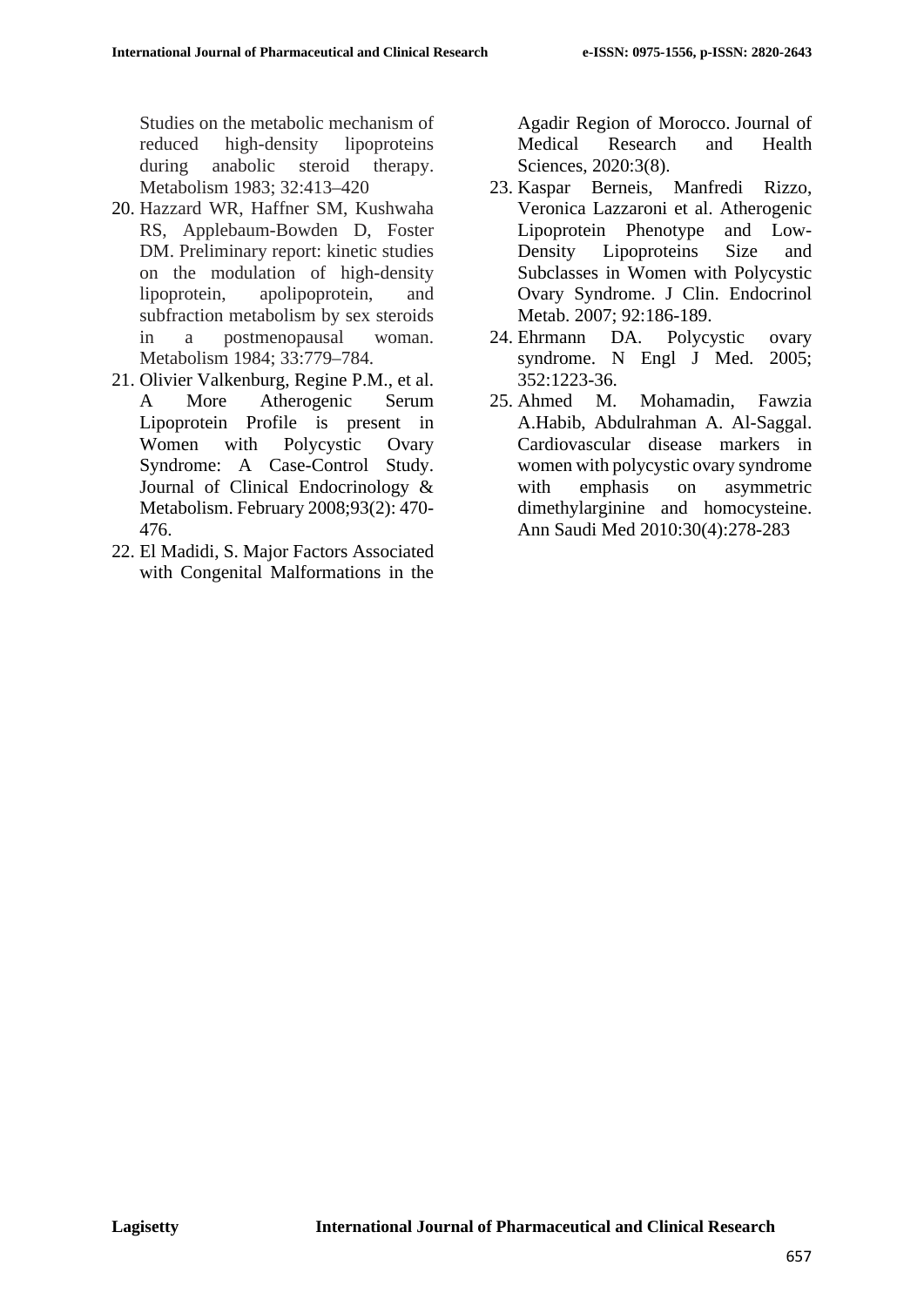Studies on the metabolic mechanism of reduced high-density lipoproteins during anabolic steroid therapy. Metabolism 1983; 32:413–420

20. Hazzard WR, Haffner SM, Kushwaha RS, Applebaum-Bowden D, Foster DM. Preliminary report: kinetic studies on the modulation of high-density lipoprotein, apolipoprotein, and subfraction metabolism by sex steroids in a postmenopausal woman. Metabolism 1984; 33:779–784.
21. Olivier Valkenburg, Regine P.M., et al. A More Atherogenic Serum Lipoprotein Profile is present in Women with Polycystic Ovary Syndrome: A Case-Control Study. Journal of Clinical Endocrinology & Metabolism. February 2008;93(2): 470-476.
22. El Madidi, S. Major Factors Associated with Congenital Malformations in the Agadir Region of Morocco. Journal of Medical Research and Health Sciences, 2020:3(8).
23. Kaspar Berneis, Manfredi Rizzo, Veronica Lazzaroni et al. Atherogenic Lipoprotein Phenotype and Low-Density Lipoproteins Size and Subclasses in Women with Polycystic Ovary Syndrome. J Clin. Endocrinol Metab. 2007; 92:186-189.
24. Ehrmann DA. Polycystic ovary syndrome. N Engl J Med. 2005; 352:1223-36.
25. Ahmed M. Mohamadin, Fawzia A.Habib, Abdulrahman A. Al-Saggal. Cardiovascular disease markers in women with polycystic ovary syndrome with emphasis on asymmetric dimethylarginine and homocysteine. Ann Saudi Med 2010:30(4):278-283